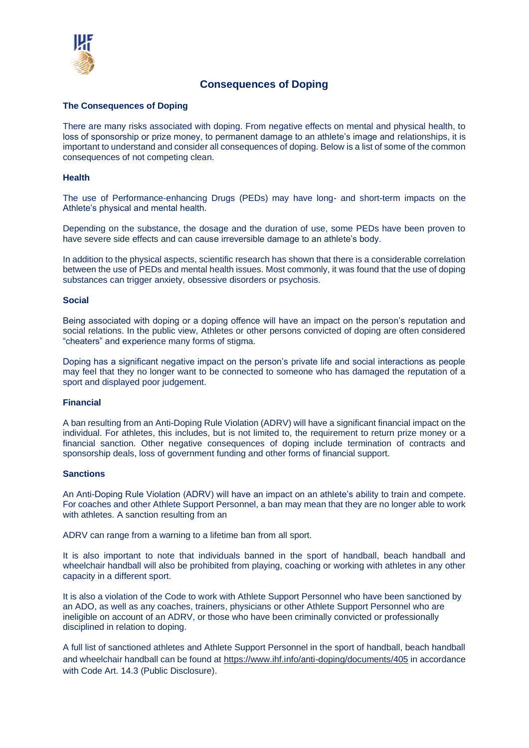# Consequences of Doping

## The Consequences of Doping

There are many risks associated with doping. From negative effects on mental and physical health, to loss of sponsorship or prize money, to permanent damage to an athlete's image and relationships, it is important to understand and consider all consequences of doping. Below is a list of some of the common consequences of not competing clean.

### Health

The use of Performance-enhancing Drugs (PEDs) may have long- and short-term impacts on the Athlete's physical and mental health.

Depending on the substance, the dosage and the duration of use, some PEDs have been proven to have severe side effects and can cause irreversible damage to an athlete's body.

In addition to the physical aspects, scientific research has shown that there is a considerable correlation between the use of PEDs and mental health issues. Most commonly, it was found that the use of doping substances can trigger anxiety, obsessive disorders or psychosis.

### Social

Being associated with doping or a doping offence will have an impact on the person's reputation and social relations. In the public view, Athletes or other persons convicted of doping are often considered "cheaters" and experience many forms of stigma.

Doping has a significant negative impact on the person's private life and social interactions as people may feel that they no longer want to be connected to someone who has damaged the reputation of a sport and displayed poor judgement.

### Financial

A ban resulting from an Anti-Doping Rule Violation (ADRV) will have a significant financial impact on the individual. For athletes, this includes, but is not limited to, the requirement to return prize money or a financial sanction. Other negative consequences of doping include termination of contracts and sponsorship deals, loss of government funding and other forms of financial support.

### Sanctions

An Anti-Doping Rule Violation (ADRV) will have an impact on an athlete's ability to train and compete. For coaches and other Athlete Support Personnel, a ban may mean that they are no longer able to work with athletes. A sanction resulting from an

ADRV can range from a warning to a lifetime ban from all sport.

It is also important to note that individuals banned in the sport of handball, beach handball and wheelchair handball will also be prohibited from playing, coaching or working with athletes in any other capacity in a different sport.

It is also a violation of the Code to work with Athlete Support Personnel who have been sanctioned by an ADO, as well as any coaches, trainers, physicians or other Athlete Support Personnel who are ineligible on account of an ADRV, or those who have been criminally convicted or professionally disciplined in relation to doping.

A full list of sanctioned athletes and Athlete Support Personnel in the sport of handball, beach handball and wheelchair handball can be found at https://www.ihf.info/anti-doping/documents/405 in accordance with Code Art. 14.3 (Public Disclosure).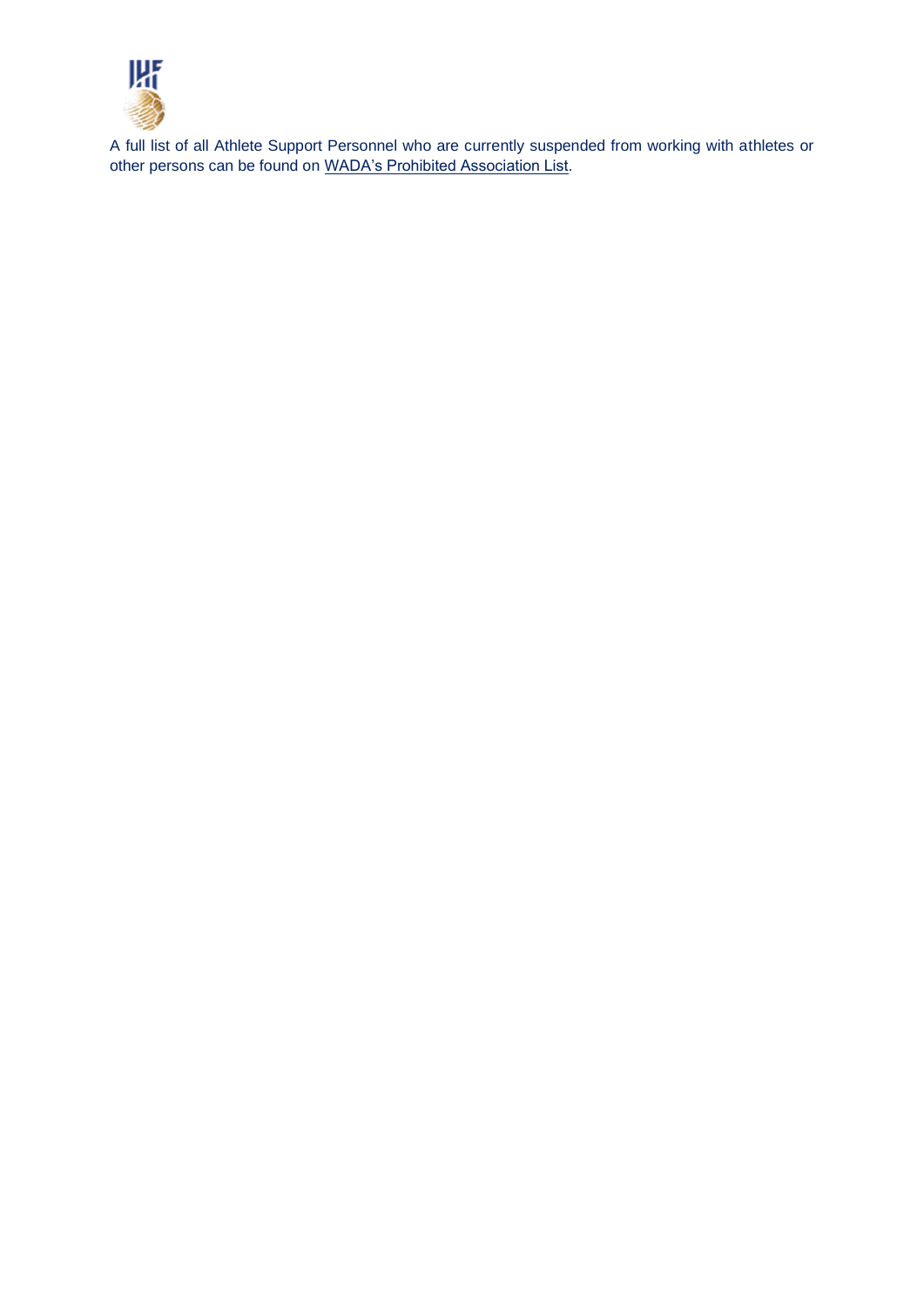A full list of all Athlete Support Personnel who are currently suspended from working with athletes or other persons can be found on WADA's Prohibited Association List.